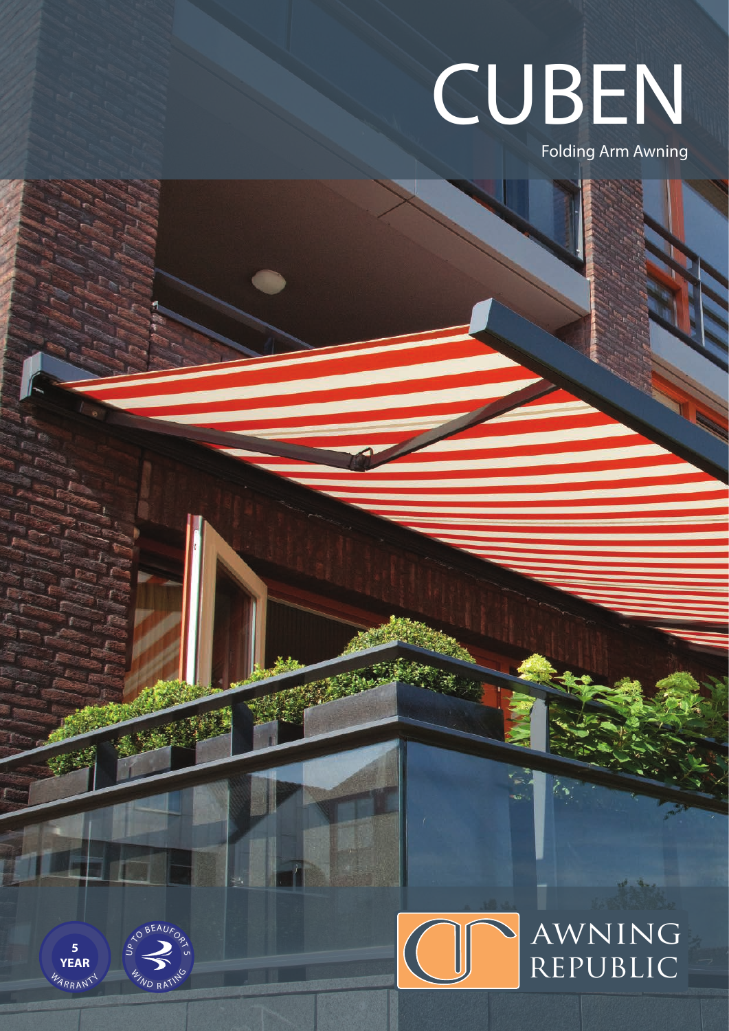# CUBEN

Folding Arm Awning

5 YEAR WARRANTY

UP TO BEAUFORT 5 WIND RATING

AWNING REPUBLIC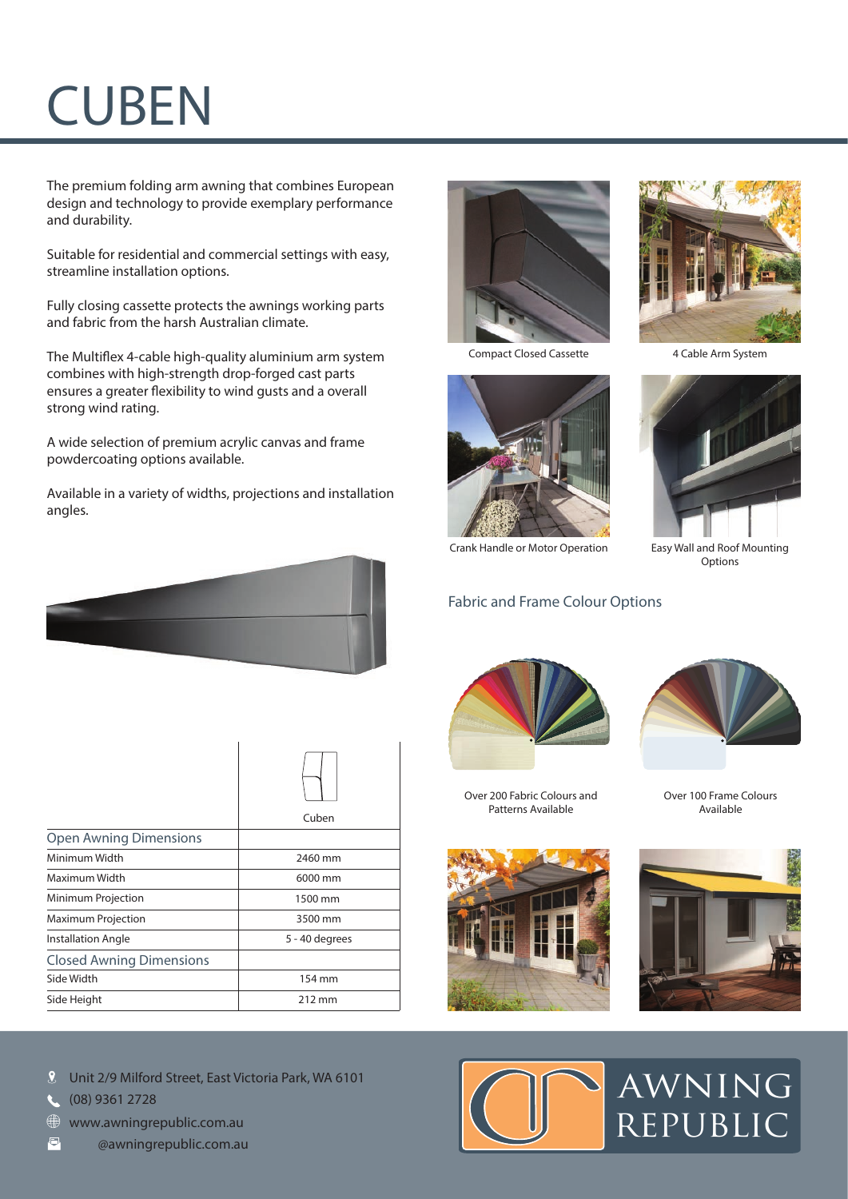# CUBEN

The premium folding arm awning that combines European design and technology to provide exemplary performance and durability.

Suitable for residential and commercial settings with easy, streamline installation options.

Fully closing cassette protects the awnings working parts and fabric from the harsh Australian climate.

The Multiflex 4-cable high-quality aluminium arm system combines with high-strength drop-forged cast parts ensures a greater flexibility to wind gusts and a overall strong wind rating.

A wide selection of premium acrylic canvas and frame powdercoating options available.

Available in a variety of widths, projections and installation angles.

| | Cuben |
|---|---|
| **Open Awning Dimensions** | |
| Minimum Width | 2460 mm |
| Maximum Width | 6000 mm |
| Minimum Projection | 1500 mm |
| Maximum Projection | 3500 mm |
| Installation Angle | 5 - 40 degrees |
| **Closed Awning Dimensions** | |
| Side Width | 154 mm |
| Side Height | 212 mm |

Compact Closed Cassette

4 Cable Arm System

Crank Handle or Motor Operation

Easy Wall and Roof Mounting Options

## Fabric and Frame Colour Options

Over 200 Fabric Colours and Patterns Available

Over 100 Frame Colours Available

Unit 2/9 Milford Street, East Victoria Park, WA 6101

(08) 9361 2728

www.awningrepublic.com.au

@awningrepublic.com.au

AWNING REPUBLIC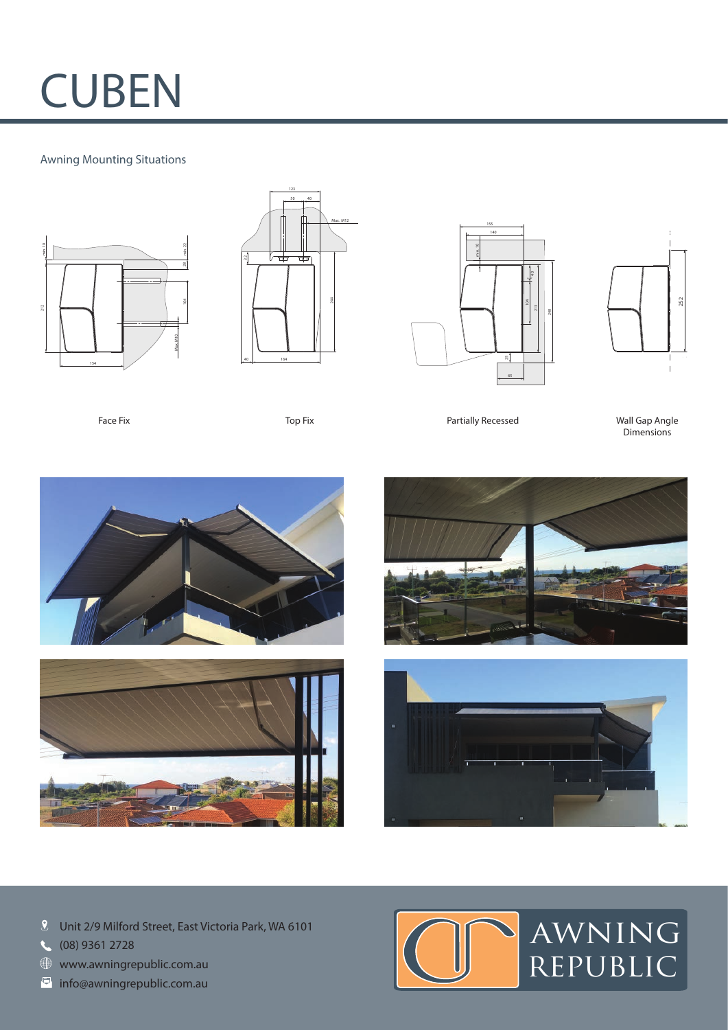# CUBEN

Awning Mounting Situations

min. 10

min. 22

28

212

104

Max M10

154

123

50

40

Max. M12

22

244

40

164

155

140

min. 10

40

104

213

248

25

65

252

Face Fix

Top Fix

Partially Recessed

Wall Gap Angle Dimensions

Unit 2/9 Milford Street, East Victoria Park, WA 6101

(08) 9361 2728

www.awningrepublic.com.au

info@awningrepublic.com.au

AWNING REPUBLIC